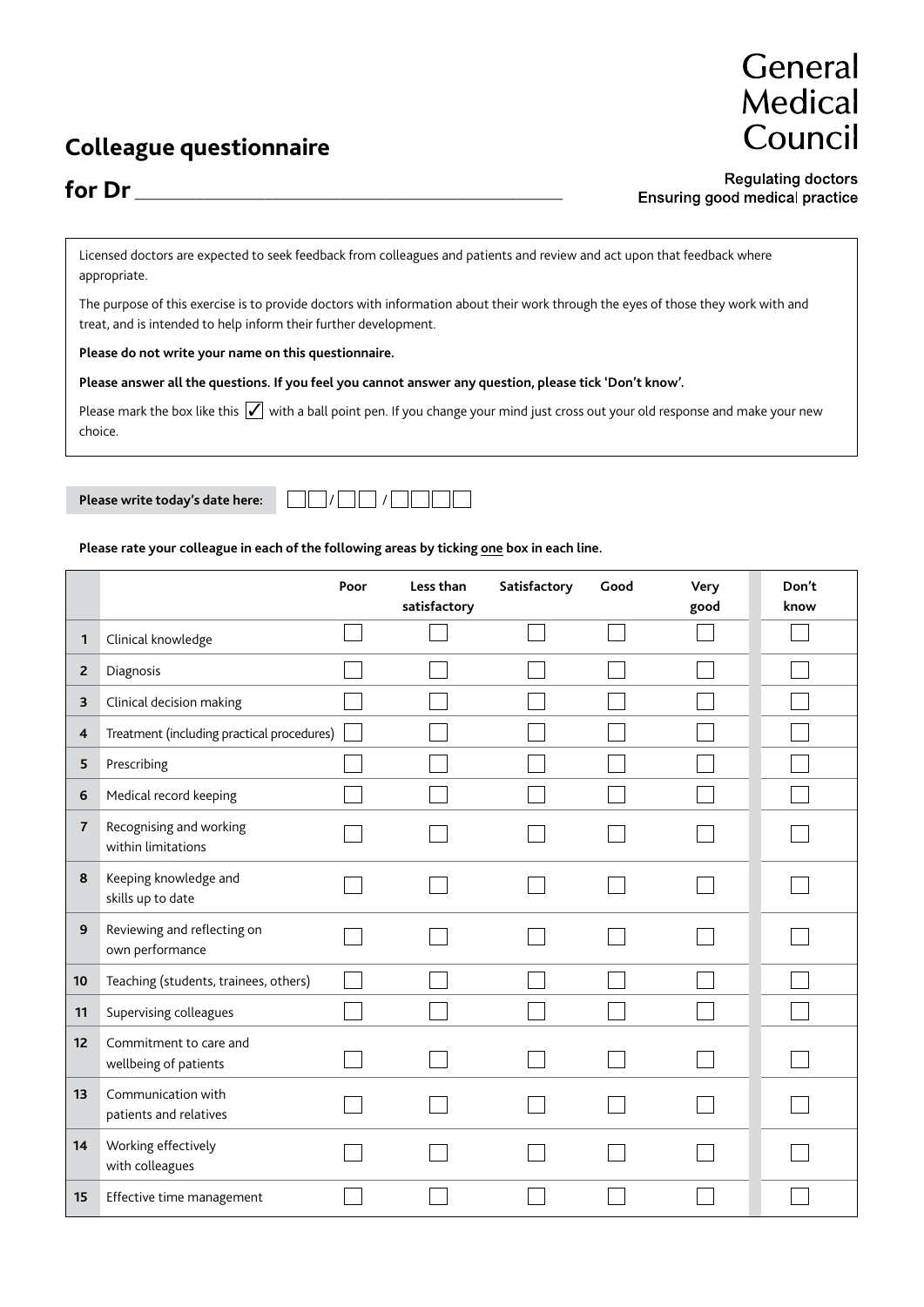General Medical Council

Regulating doctors
Ensuring good medical practice

# Colleague questionnaire

## for Dr ______________________________

Licensed doctors are expected to seek feedback from colleagues and patients and review and act upon that feedback where appropriate.

The purpose of this exercise is to provide doctors with information about their work through the eyes of those they work with and treat, and is intended to help inform their further development.

**Please do not write your name on this questionnaire.**

**Please answer all the questions. If you feel you cannot answer any question, please tick 'Don't know'.**

Please mark the box like this ☑ with a ball point pen. If you change your mind just cross out your old response and make your new choice.

**Please write today's date here:** ☐☐ / ☐☐ / ☐☐☐☐

**Please rate your colleague in each of the following areas by ticking one box in each line.**

| | | Poor | Less than satisfactory | Satisfactory | Good | Very good | Don't know |
|---|---|---|---|---|---|---|---|
| 1 | Clinical knowledge | ☐ | ☐ | ☐ | ☐ | ☐ | ☐ |
| 2 | Diagnosis | ☐ | ☐ | ☐ | ☐ | ☐ | ☐ |
| 3 | Clinical decision making | ☐ | ☐ | ☐ | ☐ | ☐ | ☐ |
| 4 | Treatment (including practical procedures) | ☐ | ☐ | ☐ | ☐ | ☐ | ☐ |
| 5 | Prescribing | ☐ | ☐ | ☐ | ☐ | ☐ | ☐ |
| 6 | Medical record keeping | ☐ | ☐ | ☐ | ☐ | ☐ | ☐ |
| 7 | Recognising and working within limitations | ☐ | ☐ | ☐ | ☐ | ☐ | ☐ |
| 8 | Keeping knowledge and skills up to date | ☐ | ☐ | ☐ | ☐ | ☐ | ☐ |
| 9 | Reviewing and reflecting on own performance | ☐ | ☐ | ☐ | ☐ | ☐ | ☐ |
| 10 | Teaching (students, trainees, others) | ☐ | ☐ | ☐ | ☐ | ☐ | ☐ |
| 11 | Supervising colleagues | ☐ | ☐ | ☐ | ☐ | ☐ | ☐ |
| 12 | Commitment to care and wellbeing of patients | ☐ | ☐ | ☐ | ☐ | ☐ | ☐ |
| 13 | Communication with patients and relatives | ☐ | ☐ | ☐ | ☐ | ☐ | ☐ |
| 14 | Working effectively with colleagues | ☐ | ☐ | ☐ | ☐ | ☐ | ☐ |
| 15 | Effective time management | ☐ | ☐ | ☐ | ☐ | ☐ | ☐ |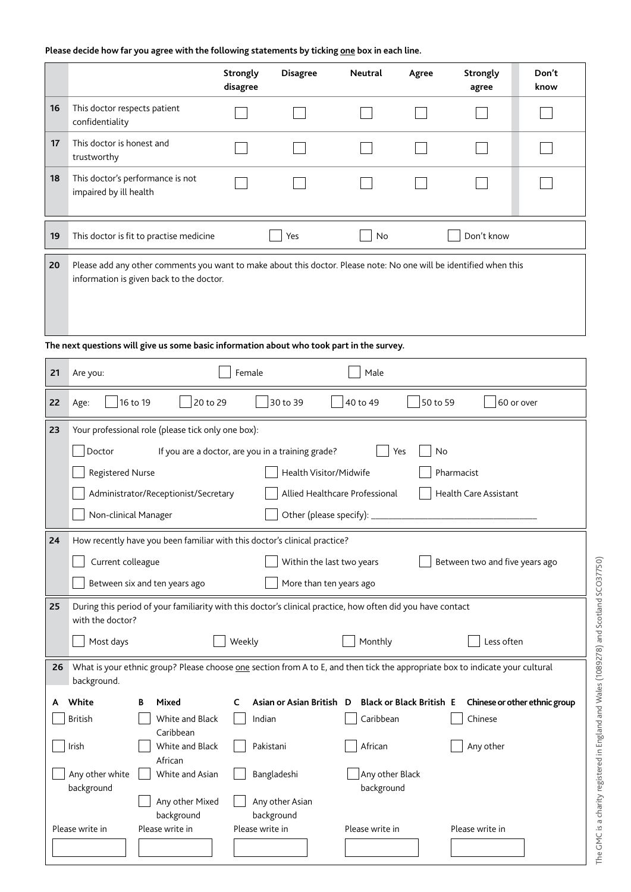**Please decide how far you agree with the following statements by ticking one box in each line.**

| | | Strongly disagree | Disagree | Neutral | Agree | Strongly agree | Don't know |
|---|---|---|---|---|---|---|---|
| 16 | This doctor respects patient confidentiality | ☐ | ☐ | ☐ | ☐ | ☐ | ☐ |
| 17 | This doctor is honest and trustworthy | ☐ | ☐ | ☐ | ☐ | ☐ | ☐ |
| 18 | This doctor's performance is not impaired by ill health | ☐ | ☐ | ☐ | ☐ | ☐ | ☐ |

**19** This doctor is fit to practise medicine ☐ Yes ☐ No ☐ Don't know

**20** Please add any other comments you want to make about this doctor. Please note: No one will be identified when this information is given back to the doctor.

**The next questions will give us some basic information about who took part in the survey.**

**21** Are you: ☐ Female ☐ Male

**22** Age: ☐ 16 to 19 ☐ 20 to 29 ☐ 30 to 39 ☐ 40 to 49 ☐ 50 to 59 ☐ 60 or over

**23** Your professional role (please tick only one box):

☐ Doctor If you are a doctor, are you in a training grade? ☐ Yes ☐ No

☐ Registered Nurse ☐ Health Visitor/Midwife ☐ Pharmacist

☐ Administrator/Receptionist/Secretary ☐ Allied Healthcare Professional ☐ Health Care Assistant

☐ Non-clinical Manager ☐ Other (please specify): ____________________

**24** How recently have you been familiar with this doctor's clinical practice?

☐ Current colleague ☐ Within the last two years ☐ Between two and five years ago

☐ Between six and ten years ago ☐ More than ten years ago

**25** During this period of your familiarity with this doctor's clinical practice, how often did you have contact with the doctor?

☐ Most days ☐ Weekly ☐ Monthly ☐ Less often

**26** What is your ethnic group? Please choose one section from A to E, and then tick the appropriate box to indicate your cultural background.

| A White | B Mixed | C Asian or Asian British | D Black or Black British | E Chinese or other ethnic group |
|---|---|---|---|---|
| ☐ British | ☐ White and Black Caribbean | ☐ Indian | ☐ Caribbean | ☐ Chinese |
| ☐ Irish | ☐ White and Black African | ☐ Pakistani | ☐ African | ☐ Any other |
| ☐ Any other white background | ☐ White and Asian | ☐ Bangladeshi | ☐ Any other Black background | |
| | ☐ Any other Mixed background | ☐ Any other Asian background | | |
| Please write in | Please write in | Please write in | Please write in | Please write in |

The GMC is a charity registered in England and Wales (1089278) and Scotland SCO37750)